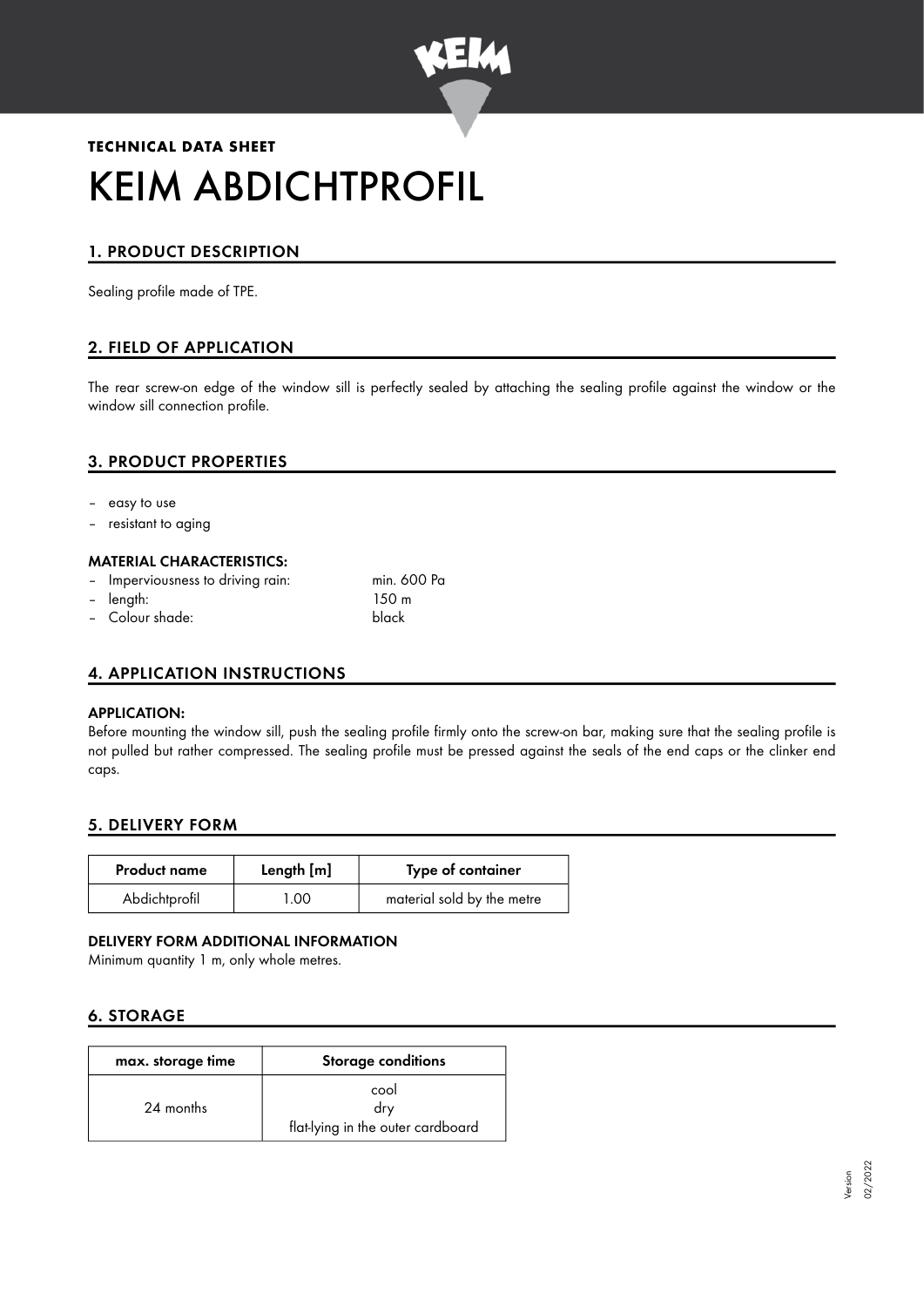**TECHNICAL DATA SHEET**

# KEIM ABDICHTPROFIL

## 1. PRODUCT DESCRIPTION

Sealing profile made of TPE.

## 2. FIELD OF APPLICATION

The rear screw-on edge of the window sill is perfectly sealed by attaching the sealing profile against the window or the window sill connection profile.

## 3. PRODUCT PROPERTIES

- easy to use
- resistant to aging

### MATERIAL CHARACTERISTICS:

- Imperviousness to driving rain: min. 600 Pa
- length: 150 m
- Colour shade: black

## 4. APPLICATION INSTRUCTIONS

### APPLICATION:

Before mounting the window sill, push the sealing profile firmly onto the screw-on bar, making sure that the sealing profile is not pulled but rather compressed. The sealing profile must be pressed against the seals of the end caps or the clinker end caps.

## 5. DELIVERY FORM

| Product name | Length [m] | Type of container |
| --- | --- | --- |
| Abdichtprofil | 1.00 | material sold by the metre |

### DELIVERY FORM ADDITIONAL INFORMATION

Minimum quantity 1 m, only whole metres.

## 6. STORAGE

| max. storage time | Storage conditions |
| --- | --- |
| 24 months | cool<br>dry<br>flat-lying in the outer cardboard |

Version 02/2022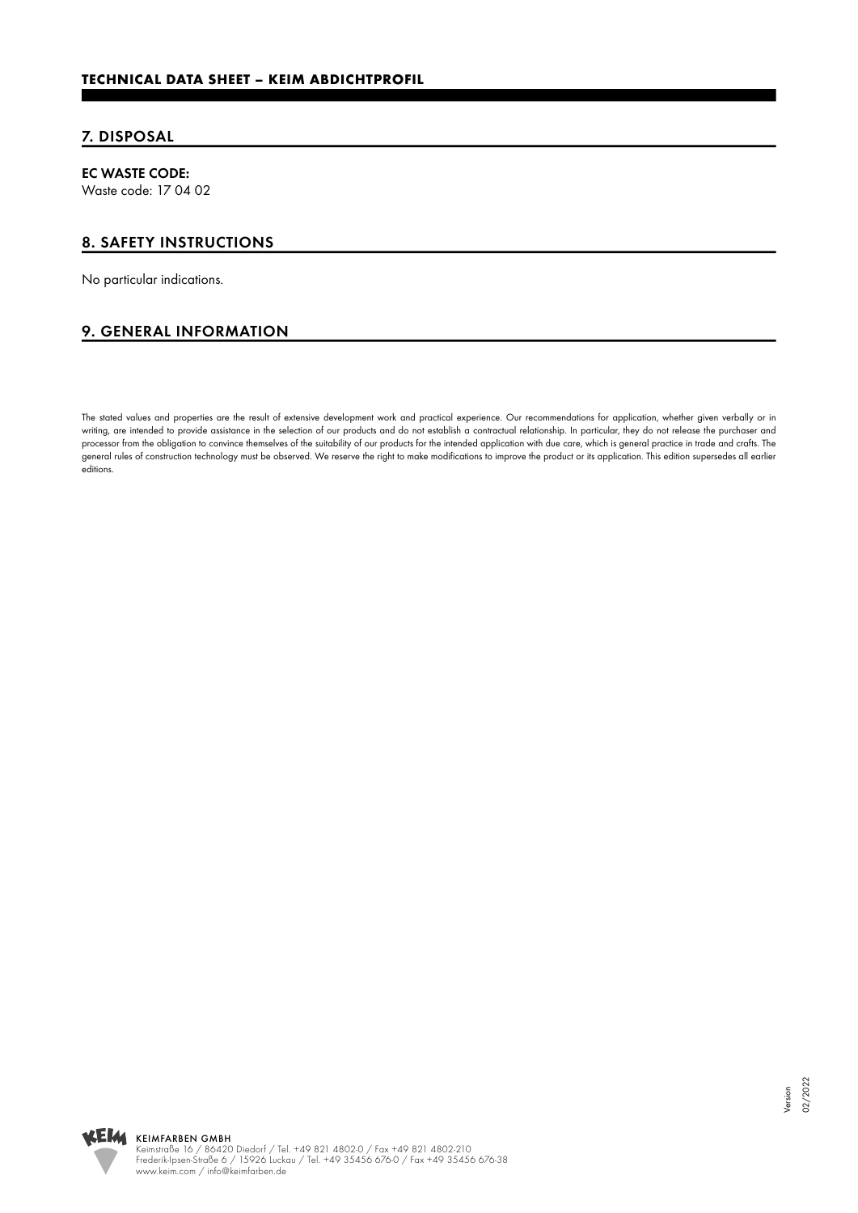## 7. DISPOSAL

**EC WASTE CODE:**
Waste code: 17 04 02

## 8. SAFETY INSTRUCTIONS

No particular indications.

## 9. GENERAL INFORMATION

The stated values and properties are the result of extensive development work and practical experience. Our recommendations for application, whether given verbally or in writing, are intended to provide assistance in the selection of our products and do not establish a contractual relationship. In particular, they do not release the purchaser and processor from the obligation to convince themselves of the suitability of our products for the intended application with due care, which is general practice in trade and crafts. The general rules of construction technology must be observed. We reserve the right to make modifications to improve the product or its application. This edition supersedes all earlier editions.

KEIMFARBEN GMBH
Keimstraße 16 / 86420 Diedorf / Tel. +49 821 4802-0 / Fax +49 821 4802-210
Frederik-Ipsen-Straße 6 / 15926 Luckau / Tel. +49 35456 676-0 / Fax +49 35456 676-38
www.keim.com / info@keimfarben.de

Version 02/2022